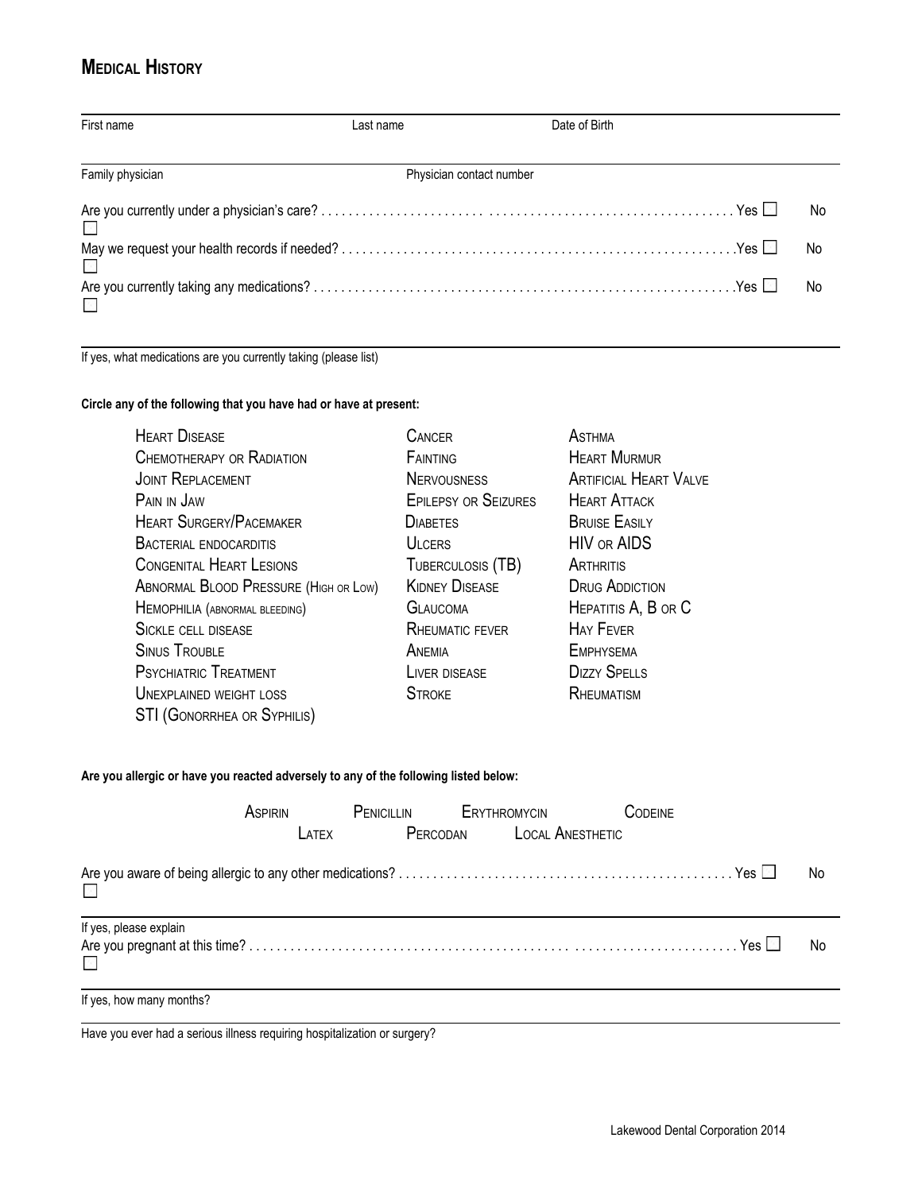## Medical History

First name | Last name | Date of Birth

Family physician | Physician contact number

Are you currently under a physician's care? . . . . . . . . . . . . . . . . . . . . . . . . . . . . . . . . . . . . . . . . . . . . . . . . . . . . . . . . . . Yes ☐ No ☐

May we request your health records if needed? . . . . . . . . . . . . . . . . . . . . . . . . . . . . . . . . . . . . . . . . . . . . . . . . . . . . . . . .Yes ☐ No ☐

Are you currently taking any medications? . . . . . . . . . . . . . . . . . . . . . . . . . . . . . . . . . . . . . . . . . . . . . . . . . . . . . . . . . . . .Yes ☐ No ☐

If yes, what medications are you currently taking (please list)

**Circle any of the following that you have had or have at present:**

| | | |
|---|---|---|
| Heart Disease | Cancer | Asthma |
| Chemotherapy or Radiation | Fainting | Heart Murmur |
| Joint Replacement | Nervousness | Artificial Heart Valve |
| Pain in Jaw | Epilepsy or Seizures | Heart Attack |
| Heart Surgery/Pacemaker | Diabetes | Bruise Easily |
| Bacterial endocarditis | Ulcers | HIV or AIDS |
| Congenital Heart Lesions | Tuberculosis (TB) | Arthritis |
| Abnormal Blood Pressure (High or Low) | Kidney Disease | Drug Addiction |
| Hemophilia (abnormal bleeding) | Glaucoma | Hepatitis A, B or C |
| Sickle cell disease | Rheumatic fever | Hay Fever |
| Sinus Trouble | Anemia | Emphysema |
| Psychiatric Treatment | Liver disease | Dizzy Spells |
| Unexplained weight loss | Stroke | Rheumatism |
| STI (Gonorrhea or Syphilis) | | |

**Are you allergic or have you reacted adversely to any of the following listed below:**

Aspirin Penicillin Erythromycin Codeine
Latex Percodan Local Anesthetic

Are you aware of being allergic to any other medications? . . . . . . . . . . . . . . . . . . . . . . . . . . . . . . . . . . . . . . . . . . . . . . . Yes ☐ No ☐

If yes, please explain

Are you pregnant at this time? . . . . . . . . . . . . . . . . . . . . . . . . . . . . . . . . . . . . . . . . . . . . . . . . . . . . . . . . . . . . . . . . . . . . . Yes ☐ No ☐

If yes, how many months?

Have you ever had a serious illness requiring hospitalization or surgery?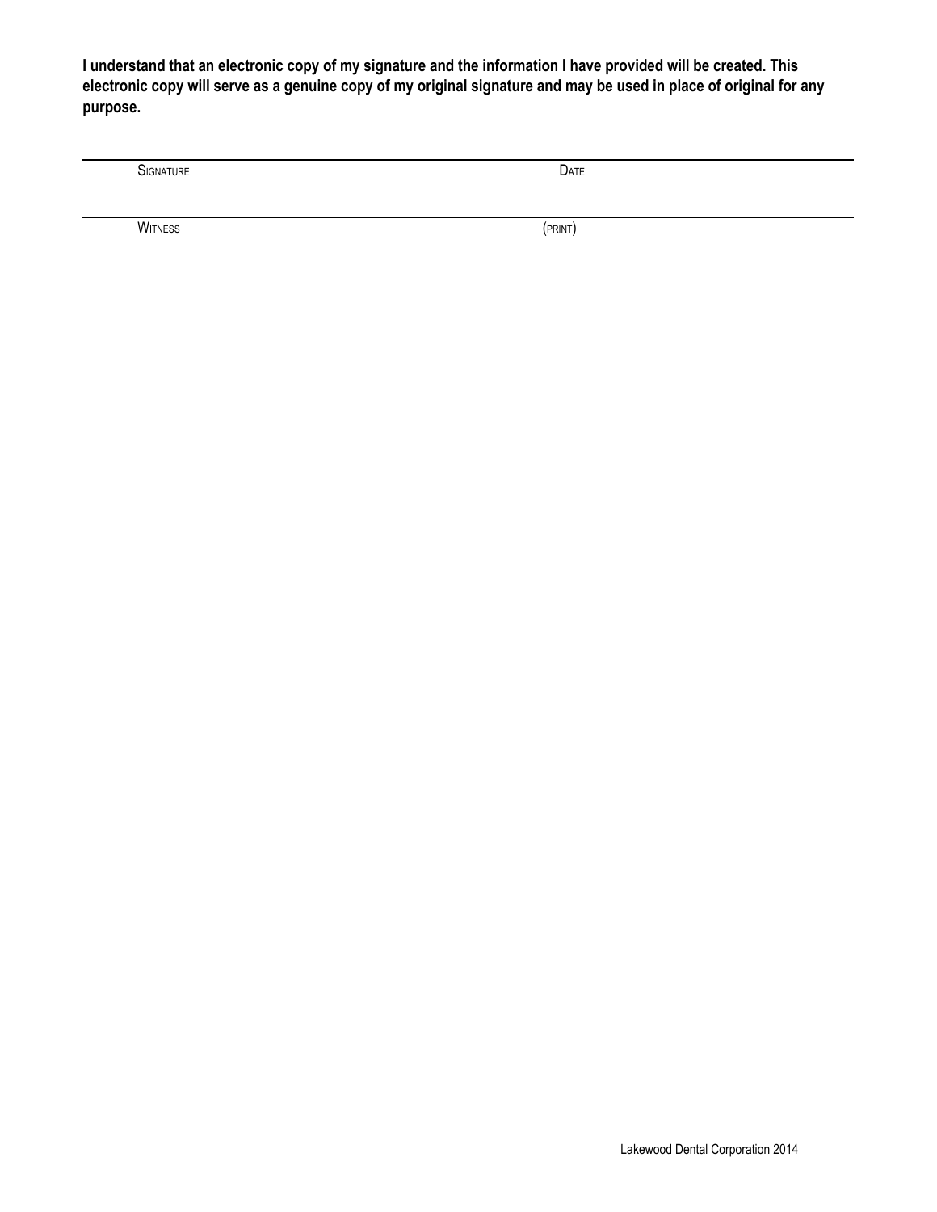**I understand that an electronic copy of my signature and the information I have provided will be created. This electronic copy will serve as a genuine copy of my original signature and may be used in place of original for any purpose.**

_______________________________________________

SIGNATURE DATE

_______________________________________________

WITNESS (PRINT)

Lakewood Dental Corporation 2014